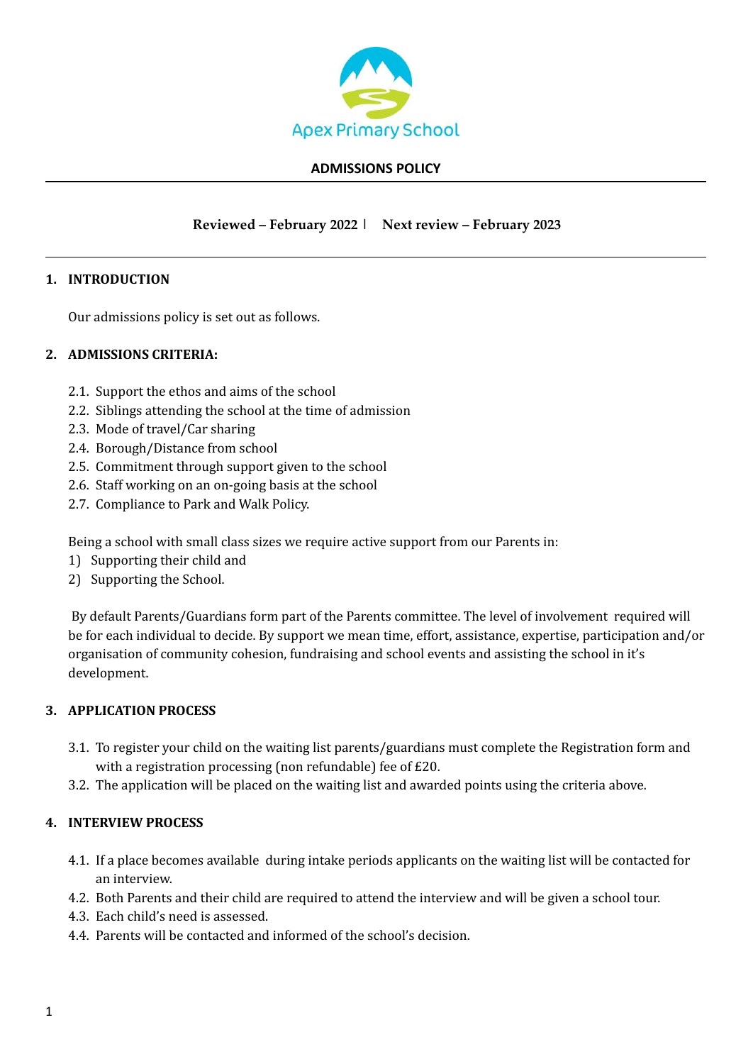Apex Primary School

# ADMISSIONS POLICY

**Reviewed – February 2022 | Next review – February 2023**

## 1. INTRODUCTION

Our admissions policy is set out as follows.

## 2. ADMISSIONS CRITERIA:

2.1. Support the ethos and aims of the school
2.2. Siblings attending the school at the time of admission
2.3. Mode of travel/Car sharing
2.4. Borough/Distance from school
2.5. Commitment through support given to the school
2.6. Staff working on an on-going basis at the school
2.7. Compliance to Park and Walk Policy.

Being a school with small class sizes we require active support from our Parents in:

1) Supporting their child and
2) Supporting the School.

By default Parents/Guardians form part of the Parents committee. The level of involvement required will be for each individual to decide. By support we mean time, effort, assistance, expertise, participation and/or organisation of community cohesion, fundraising and school events and assisting the school in it's development.

## 3. APPLICATION PROCESS

3.1. To register your child on the waiting list parents/guardians must complete the Registration form and with a registration processing (non refundable) fee of £20.
3.2. The application will be placed on the waiting list and awarded points using the criteria above.

## 4. INTERVIEW PROCESS

4.1. If a place becomes available during intake periods applicants on the waiting list will be contacted for an interview.
4.2. Both Parents and their child are required to attend the interview and will be given a school tour.
4.3. Each child's need is assessed.
4.4. Parents will be contacted and informed of the school's decision.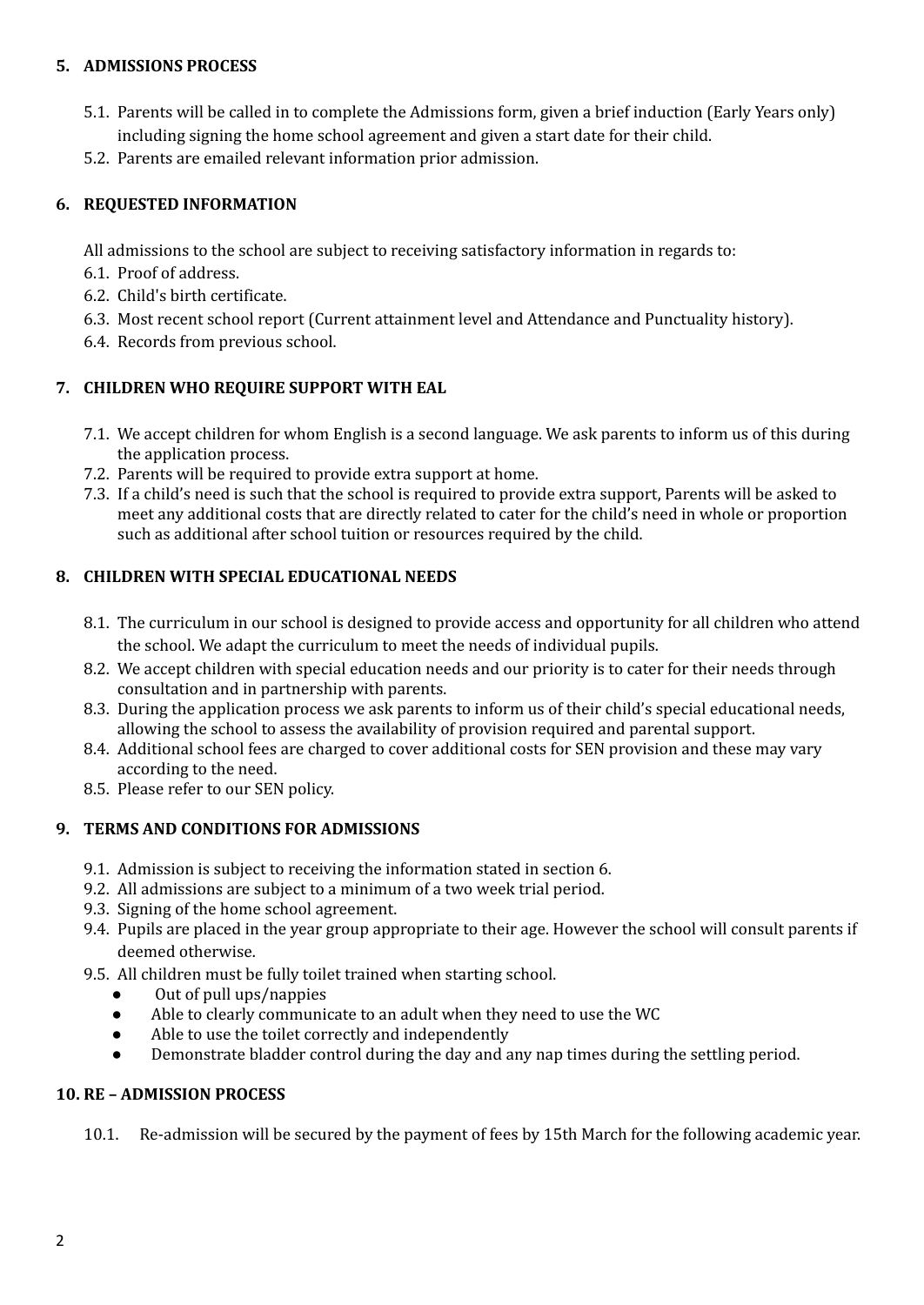## 5. ADMISSIONS PROCESS

5.1. Parents will be called in to complete the Admissions form, given a brief induction (Early Years only) including signing the home school agreement and given a start date for their child.

5.2. Parents are emailed relevant information prior admission.

## 6. REQUESTED INFORMATION

All admissions to the school are subject to receiving satisfactory information in regards to:

6.1. Proof of address.

6.2. Child's birth certificate.

6.3. Most recent school report (Current attainment level and Attendance and Punctuality history).

6.4. Records from previous school.

## 7. CHILDREN WHO REQUIRE SUPPORT WITH EAL

7.1. We accept children for whom English is a second language. We ask parents to inform us of this during the application process.

7.2. Parents will be required to provide extra support at home.

7.3. If a child's need is such that the school is required to provide extra support, Parents will be asked to meet any additional costs that are directly related to cater for the child's need in whole or proportion such as additional after school tuition or resources required by the child.

## 8. CHILDREN WITH SPECIAL EDUCATIONAL NEEDS

8.1. The curriculum in our school is designed to provide access and opportunity for all children who attend the school. We adapt the curriculum to meet the needs of individual pupils.

8.2. We accept children with special education needs and our priority is to cater for their needs through consultation and in partnership with parents.

8.3. During the application process we ask parents to inform us of their child's special educational needs, allowing the school to assess the availability of provision required and parental support.

8.4. Additional school fees are charged to cover additional costs for SEN provision and these may vary according to the need.

8.5. Please refer to our SEN policy.

## 9. TERMS AND CONDITIONS FOR ADMISSIONS

9.1. Admission is subject to receiving the information stated in section 6.

9.2. All admissions are subject to a minimum of a two week trial period.

9.3. Signing of the home school agreement.

9.4. Pupils are placed in the year group appropriate to their age. However the school will consult parents if deemed otherwise.

9.5. All children must be fully toilet trained when starting school.

- Out of pull ups/nappies
- Able to clearly communicate to an adult when they need to use the WC
- Able to use the toilet correctly and independently
- Demonstrate bladder control during the day and any nap times during the settling period.

## 10. RE – ADMISSION PROCESS

10.1. Re-admission will be secured by the payment of fees by 15th March for the following academic year.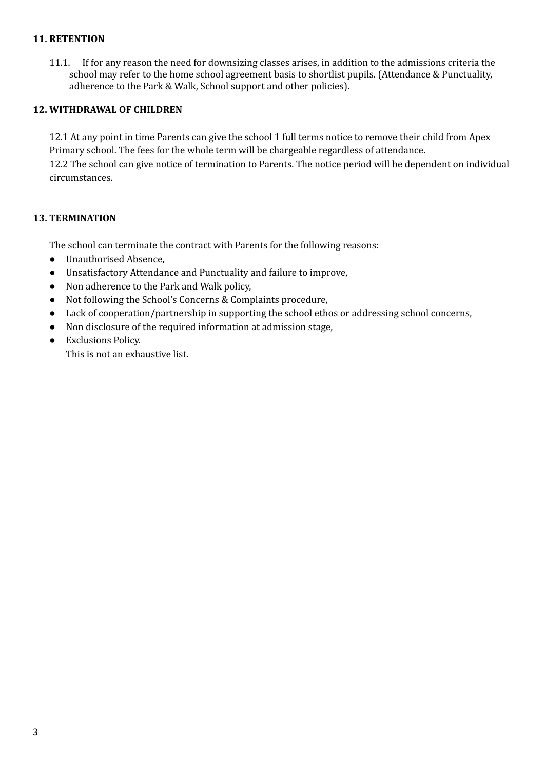**11. RETENTION**

11.1. If for any reason the need for downsizing classes arises, in addition to the admissions criteria the school may refer to the home school agreement basis to shortlist pupils. (Attendance & Punctuality, adherence to the Park & Walk, School support and other policies).

**12. WITHDRAWAL OF CHILDREN**

12.1 At any point in time Parents can give the school 1 full terms notice to remove their child from Apex Primary school. The fees for the whole term will be chargeable regardless of attendance.

12.2 The school can give notice of termination to Parents. The notice period will be dependent on individual circumstances.

**13. TERMINATION**

The school can terminate the contract with Parents for the following reasons:

- Unauthorised Absence,
- Unsatisfactory Attendance and Punctuality and failure to improve,
- Non adherence to the Park and Walk policy,
- Not following the School's Concerns & Complaints procedure,
- Lack of cooperation/partnership in supporting the school ethos or addressing school concerns,
- Non disclosure of the required information at admission stage,
- Exclusions Policy.

This is not an exhaustive list.